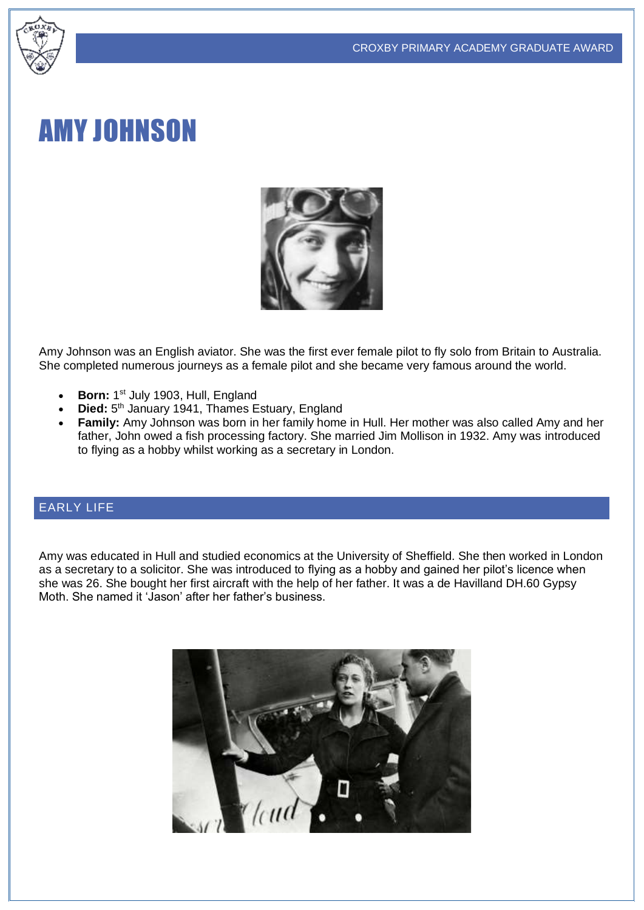# AMY JOHNSON

Amy Johnson was an English aviator. She was the first ever female pilot to fly solo from Britain to Australia. She completed numerous journeys as a female pilot and she became very famous around the world.

- **Born:** $1^{st}$ July 1903, Hull, England
- **Died:** $5^{th}$ January 1941, Thames Estuary, England
- **Family:** Amy Johnson was born in her family home in Hull. Her mother was also called Amy and her father, John owed a fish processing factory. She married Jim Mollison in 1932. Amy was introduced to flying as a hobby whilst working as a secretary in London.

## EARLY LIFE

Amy was educated in Hull and studied economics at the University of Sheffield. She then worked in London as a secretary to a solicitor. She was introduced to flying as a hobby and gained her pilot's licence when she was 26. She bought her first aircraft with the help of her father. It was a de Havilland DH.60 Gypsy Moth. She named it 'Jason' after her father's business.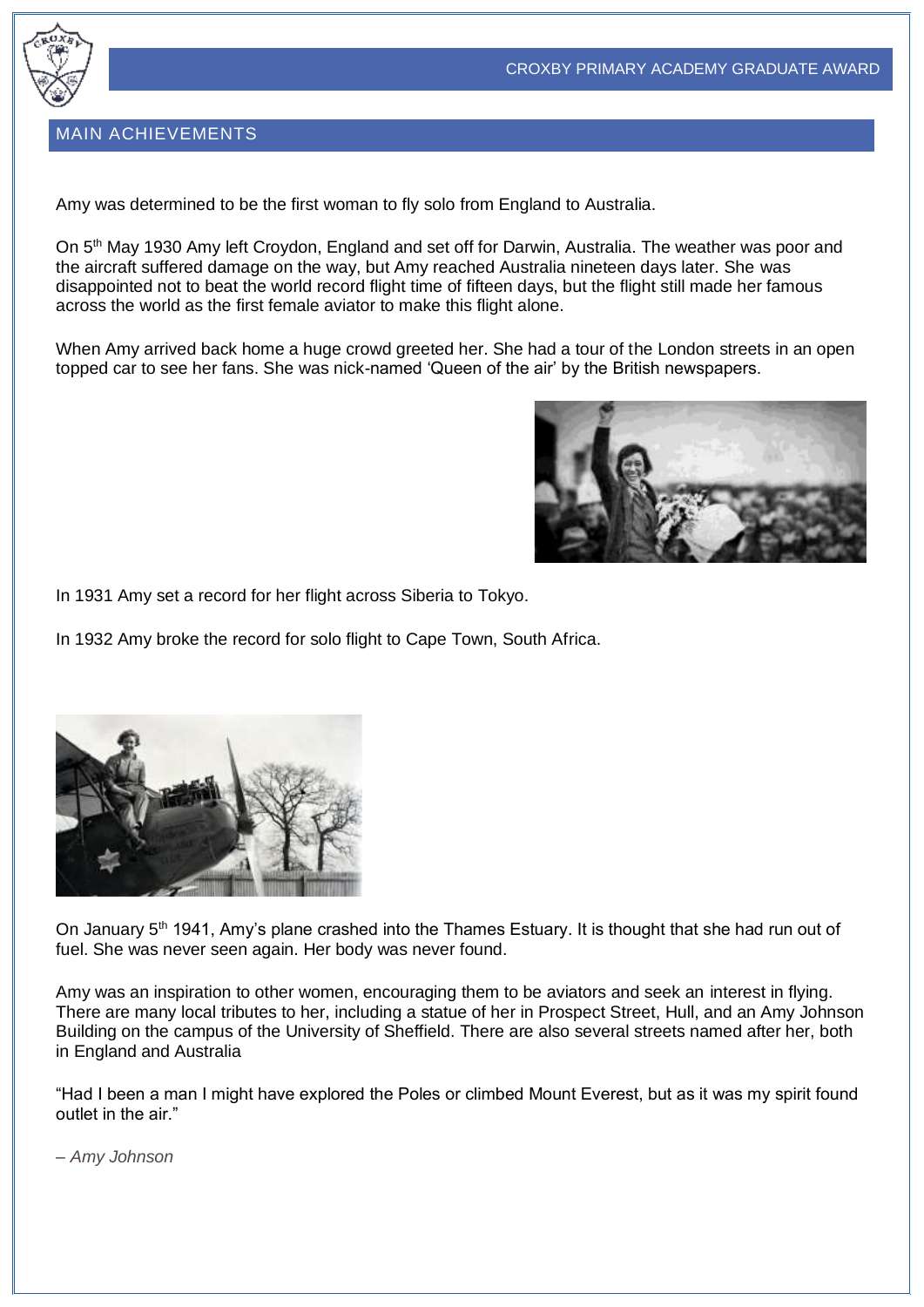## MAIN ACHIEVEMENTS

Amy was determined to be the first woman to fly solo from England to Australia.

On 5th May 1930 Amy left Croydon, England and set off for Darwin, Australia. The weather was poor and the aircraft suffered damage on the way, but Amy reached Australia nineteen days later. She was disappointed not to beat the world record flight time of fifteen days, but the flight still made her famous across the world as the first female aviator to make this flight alone.

When Amy arrived back home a huge crowd greeted her. She had a tour of the London streets in an open topped car to see her fans. She was nick-named 'Queen of the air' by the British newspapers.

In 1931 Amy set a record for her flight across Siberia to Tokyo.

In 1932 Amy broke the record for solo flight to Cape Town, South Africa.

On January 5th 1941, Amy's plane crashed into the Thames Estuary. It is thought that she had run out of fuel. She was never seen again. Her body was never found.

Amy was an inspiration to other women, encouraging them to be aviators and seek an interest in flying. There are many local tributes to her, including a statue of her in Prospect Street, Hull, and an Amy Johnson Building on the campus of the University of Sheffield. There are also several streets named after her, both in England and Australia

"Had I been a man I might have explored the Poles or climbed Mount Everest, but as it was my spirit found outlet in the air."

*– Amy Johnson*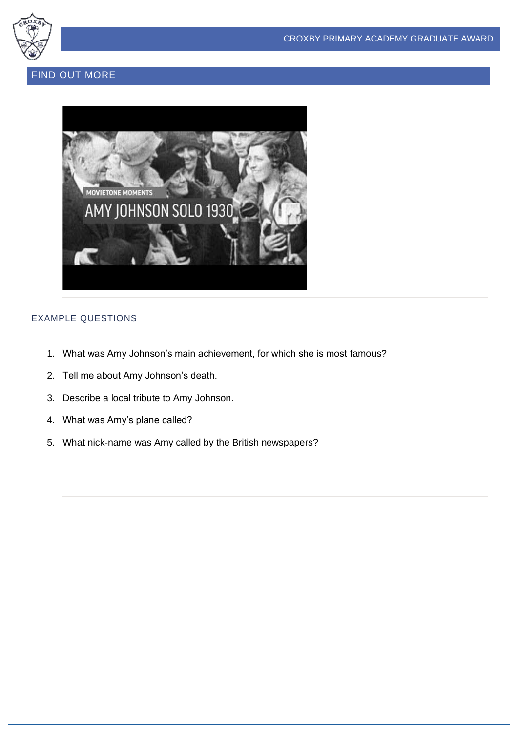## FIND OUT MORE

## EXAMPLE QUESTIONS

1. What was Amy Johnson's main achievement, for which she is most famous?
2. Tell me about Amy Johnson's death.
3. Describe a local tribute to Amy Johnson.
4. What was Amy's plane called?
5. What nick-name was Amy called by the British newspapers?